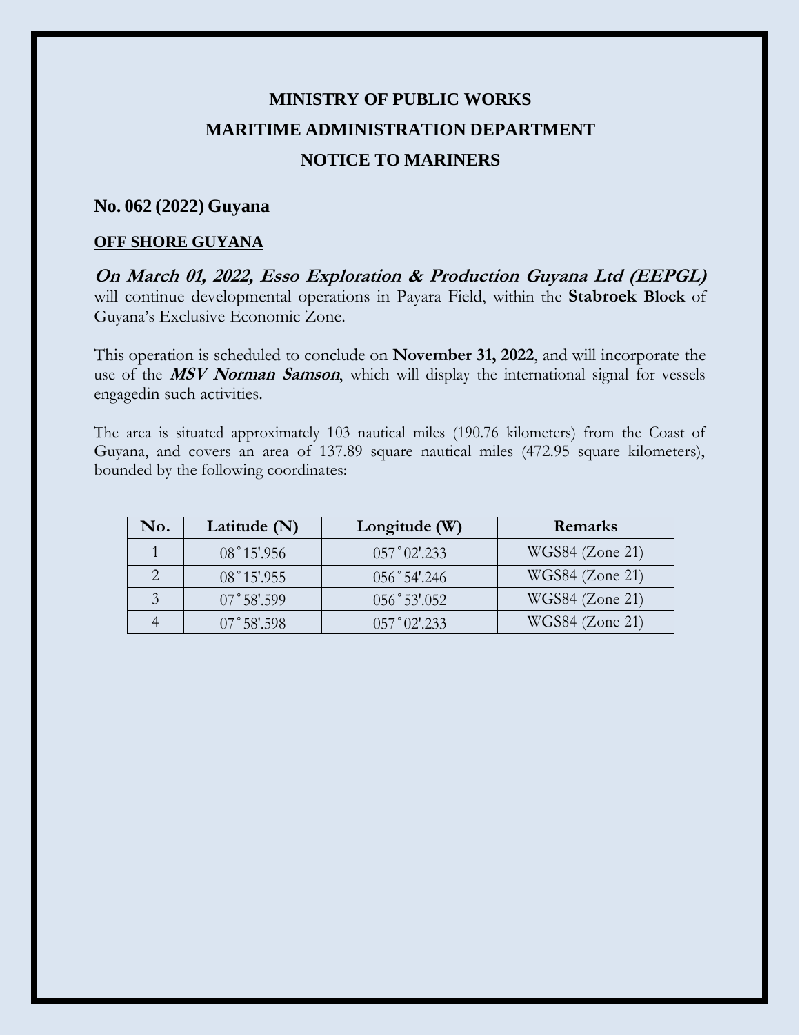# MINISTRY OF PUBLIC WORKS

# MARITIME ADMINISTRATION DEPARTMENT

# NOTICE TO MARINERS

## No. 062 (2022) Guyana

**OFF SHORE GUYANA**

***On March 01, 2022, Esso Exploration & Production Guyana Ltd (EEPGL)*** will continue developmental operations in Payara Field, within the **Stabroek Block** of Guyana's Exclusive Economic Zone.

This operation is scheduled to conclude on **November 31, 2022**, and will incorporate the use of the ***MSV Norman Samson***, which will display the international signal for vessels engagedin such activities.

The area is situated approximately 103 nautical miles (190.76 kilometers) from the Coast of Guyana, and covers an area of 137.89 square nautical miles (472.95 square kilometers), bounded by the following coordinates:

| No. | Latitude (N) | Longitude (W) | Remarks |
|---|---|---|---|
| 1 | 08˚15'.956 | 057˚02'.233 | WGS84 (Zone 21) |
| 2 | 08˚15'.955 | 056˚54'.246 | WGS84 (Zone 21) |
| 3 | 07˚58'.599 | 056˚53'.052 | WGS84 (Zone 21) |
| 4 | 07˚58'.598 | 057˚02'.233 | WGS84 (Zone 21) |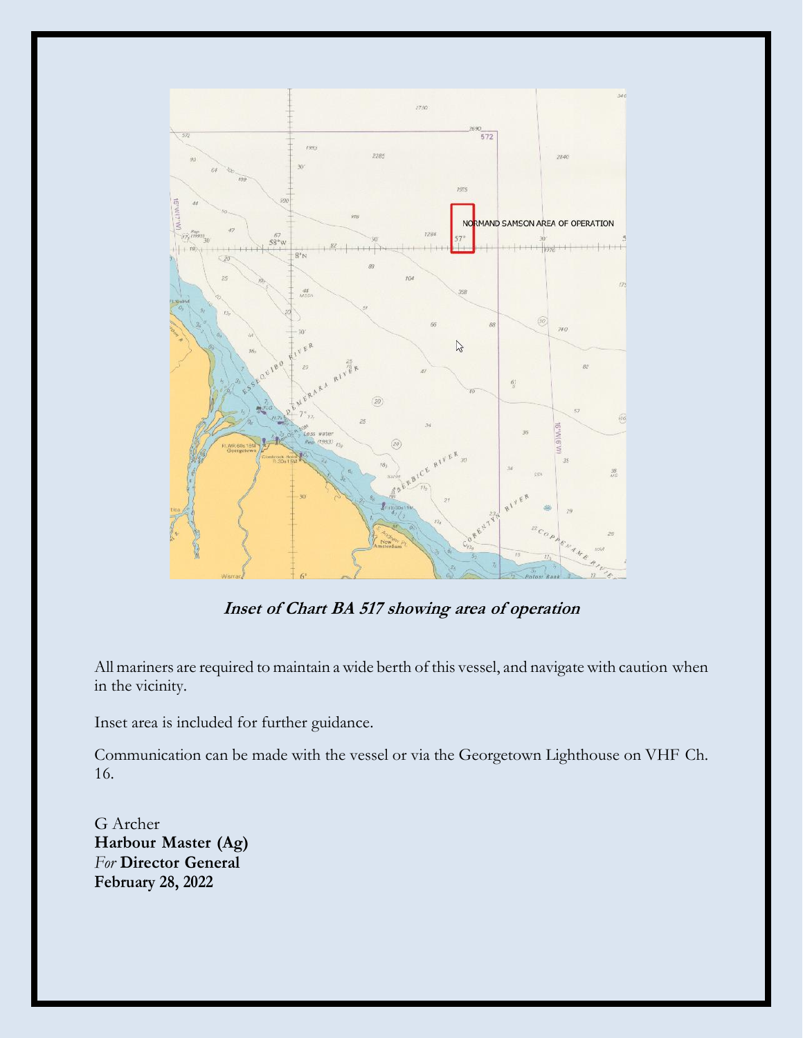NORMAND SAMSON AREA OF OPERATION

***Inset of Chart BA 517 showing area of operation***

All mariners are required to maintain a wide berth of this vessel, and navigate with caution when in the vicinity.

Inset area is included for further guidance.

Communication can be made with the vessel or via the Georgetown Lighthouse on VHF Ch. 16.

G Archer
**Harbour Master (Ag)**
*For* **Director General**
**February 28, 2022**